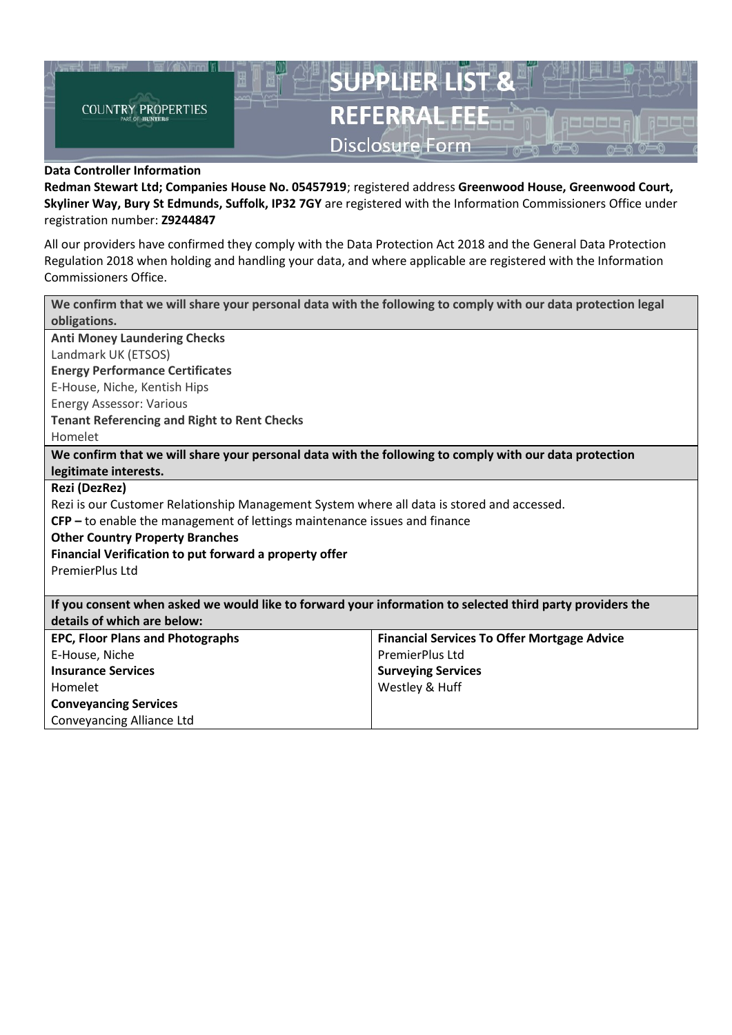COUNTRY PROPERTIES
PART OF HUNTERS

# SUPPLIER LIST & REFERRAL FEE

## Disclosure Form

**Data Controller Information**

**Redman Stewart Ltd; Companies House No. 05457919**; registered address **Greenwood House, Greenwood Court, Skyliner Way, Bury St Edmunds, Suffolk, IP32 7GY** are registered with the Information Commissioners Office under registration number: **Z9244847**

All our providers have confirmed they comply with the Data Protection Act 2018 and the General Data Protection Regulation 2018 when holding and handling your data, and where applicable are registered with the Information Commissioners Office.

| **We confirm that we will share your personal data with the following to comply with our data protection legal obligations.** |
|---|
| **Anti Money Laundering Checks**<br>Landmark UK (ETSOS)<br>**Energy Performance Certificates**<br>E-House, Niche, Kentish Hips<br>Energy Assessor: Various<br>**Tenant Referencing and Right to Rent Checks**<br>Homelet |

| **We confirm that we will share your personal data with the following to comply with our data protection legitimate interests.** |
|---|
| **Rezi (DezRez)**<br>Rezi is our Customer Relationship Management System where all data is stored and accessed.<br>**CFP –** to enable the management of lettings maintenance issues and finance<br>**Other Country Property Branches**<br>**Financial Verification to put forward a property offer**<br>PremierPlus Ltd |

| **If you consent when asked we would like to forward your information to selected third party providers the details of which are below:** | |
|---|---|
| **EPC, Floor Plans and Photographs**<br>E-House, Niche<br>**Insurance Services**<br>Homelet<br>**Conveyancing Services**<br>Conveyancing Alliance Ltd | **Financial Services To Offer Mortgage Advice**<br>PremierPlus Ltd<br>**Surveying Services**<br>Westley & Huff |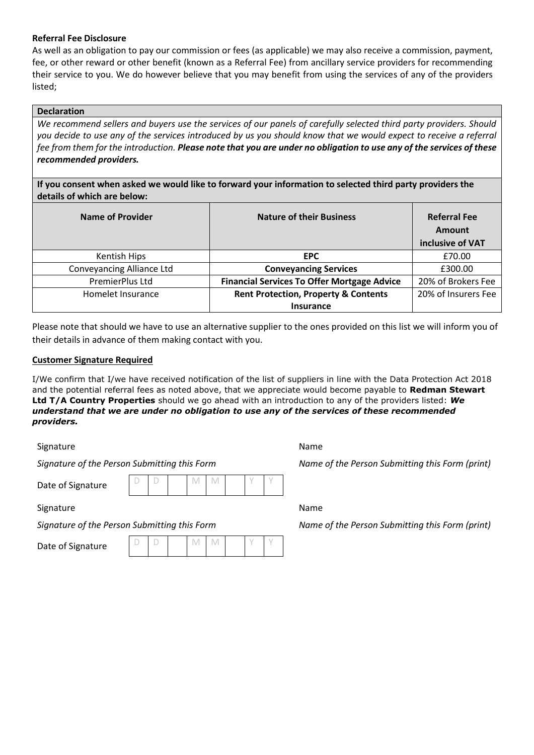**Referral Fee Disclosure**

As well as an obligation to pay our commission or fees (as applicable) we may also receive a commission, payment, fee, or other reward or other benefit (known as a Referral Fee) from ancillary service providers for recommending their service to you. We do however believe that you may benefit from using the services of any of the providers listed;

**Declaration**

*We recommend sellers and buyers use the services of our panels of carefully selected third party providers. Should you decide to use any of the services introduced by us you should know that we would expect to receive a referral fee from them for the introduction.* ***Please note that you are under no obligation to use any of the services of these recommended providers.***

**If you consent when asked we would like to forward your information to selected third party providers the details of which are below:**

| Name of Provider | Nature of their Business | Referral Fee Amount inclusive of VAT |
|---|---|---|
| Kentish Hips | **EPC** | £70.00 |
| Conveyancing Alliance Ltd | **Conveyancing Services** | £300.00 |
| PremierPlus Ltd | **Financial Services To Offer Mortgage Advice** | 20% of Brokers Fee |
| Homelet Insurance | **Rent Protection, Property & Contents Insurance** | 20% of Insurers Fee |

Please note that should we have to use an alternative supplier to the ones provided on this list we will inform you of their details in advance of them making contact with you.

**Customer Signature Required**

I/We confirm that I/we have received notification of the list of suppliers in line with the Data Protection Act 2018 and the potential referral fees as noted above, that we appreciate would become payable to **Redman Stewart Ltd T/A Country Properties** should we go ahead with an introduction to any of the providers listed: ***We understand that we are under no obligation to use any of the services of these recommended providers.***

Signature

*Signature of the Person Submitting this Form*

Date of Signature D D / M M / Y Y

Name

*Name of the Person Submitting this Form (print)*

Signature

*Signature of the Person Submitting this Form*

Date of Signature D D / M M / Y Y

Name

*Name of the Person Submitting this Form (print)*